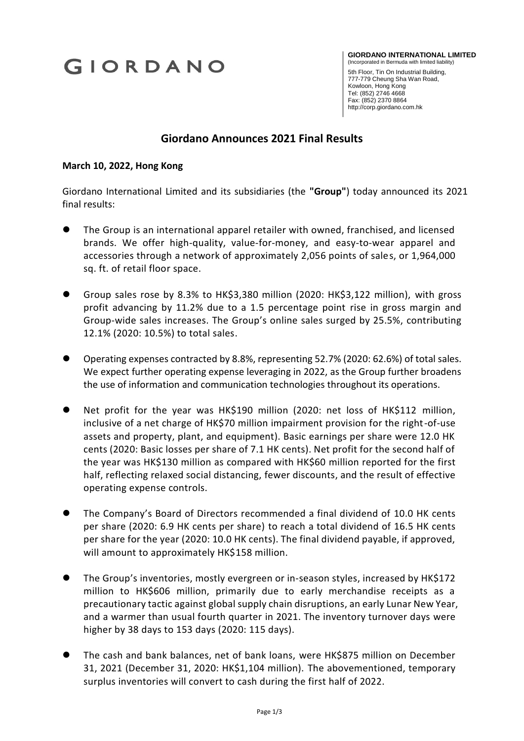# GIORDANO

**GIORDANO INTERNATIONAL LIMITED**
(Incorporated in Bermuda with limited liability)
5th Floor, Tin On Industrial Building,
777-779 Cheung Sha Wan Road,
Kowloon, Hong Kong
Tel: (852) 2746 4668
Fax: (852) 2370 8864
http://corp.giordano.com.hk

## Giordano Announces 2021 Final Results

**March 10, 2022, Hong Kong**

Giordano International Limited and its subsidiaries (the **"Group"**) today announced its 2021 final results:

- The Group is an international apparel retailer with owned, franchised, and licensed brands. We offer high-quality, value-for-money, and easy-to-wear apparel and accessories through a network of approximately 2,056 points of sales, or 1,964,000 sq. ft. of retail floor space.
- Group sales rose by 8.3% to HK$3,380 million (2020: HK$3,122 million), with gross profit advancing by 11.2% due to a 1.5 percentage point rise in gross margin and Group-wide sales increases. The Group's online sales surged by 25.5%, contributing 12.1% (2020: 10.5%) to total sales.
- Operating expenses contracted by 8.8%, representing 52.7% (2020: 62.6%) of total sales. We expect further operating expense leveraging in 2022, as the Group further broadens the use of information and communication technologies throughout its operations.
- Net profit for the year was HK$190 million (2020: net loss of HK$112 million, inclusive of a net charge of HK$70 million impairment provision for the right-of-use assets and property, plant, and equipment). Basic earnings per share were 12.0 HK cents (2020: Basic losses per share of 7.1 HK cents). Net profit for the second half of the year was HK$130 million as compared with HK$60 million reported for the first half, reflecting relaxed social distancing, fewer discounts, and the result of effective operating expense controls.
- The Company's Board of Directors recommended a final dividend of 10.0 HK cents per share (2020: 6.9 HK cents per share) to reach a total dividend of 16.5 HK cents per share for the year (2020: 10.0 HK cents). The final dividend payable, if approved, will amount to approximately HK$158 million.
- The Group's inventories, mostly evergreen or in-season styles, increased by HK$172 million to HK$606 million, primarily due to early merchandise receipts as a precautionary tactic against global supply chain disruptions, an early Lunar New Year, and a warmer than usual fourth quarter in 2021. The inventory turnover days were higher by 38 days to 153 days (2020: 115 days).
- The cash and bank balances, net of bank loans, were HK$875 million on December 31, 2021 (December 31, 2020: HK$1,104 million). The abovementioned, temporary surplus inventories will convert to cash during the first half of 2022.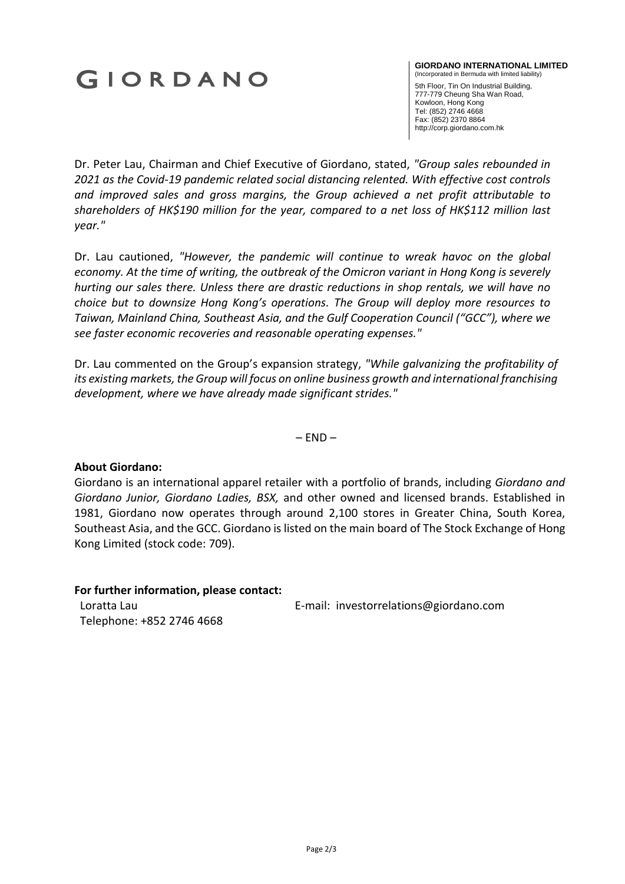Dr. Peter Lau, Chairman and Chief Executive of Giordano, stated, *"Group sales rebounded in 2021 as the Covid-19 pandemic related social distancing relented. With effective cost controls and improved sales and gross margins, the Group achieved a net profit attributable to shareholders of HK$190 million for the year, compared to a net loss of HK$112 million last year."*

Dr. Lau cautioned, *"However, the pandemic will continue to wreak havoc on the global economy. At the time of writing, the outbreak of the Omicron variant in Hong Kong is severely hurting our sales there. Unless there are drastic reductions in shop rentals, we will have no choice but to downsize Hong Kong's operations. The Group will deploy more resources to Taiwan, Mainland China, Southeast Asia, and the Gulf Cooperation Council ("GCC"), where we see faster economic recoveries and reasonable operating expenses."*

Dr. Lau commented on the Group's expansion strategy, *"While galvanizing the profitability of its existing markets, the Group will focus on online business growth and international franchising development, where we have already made significant strides."*

– END –

**About Giordano:**

Giordano is an international apparel retailer with a portfolio of brands, including *Giordano and Giordano Junior, Giordano Ladies, BSX,* and other owned and licensed brands. Established in 1981, Giordano now operates through around 2,100 stores in Greater China, South Korea, Southeast Asia, and the GCC. Giordano is listed on the main board of The Stock Exchange of Hong Kong Limited (stock code: 709).

**For further information, please contact:**

Loratta Lau
Telephone: +852 2746 4668

E-mail: investorrelations@giordano.com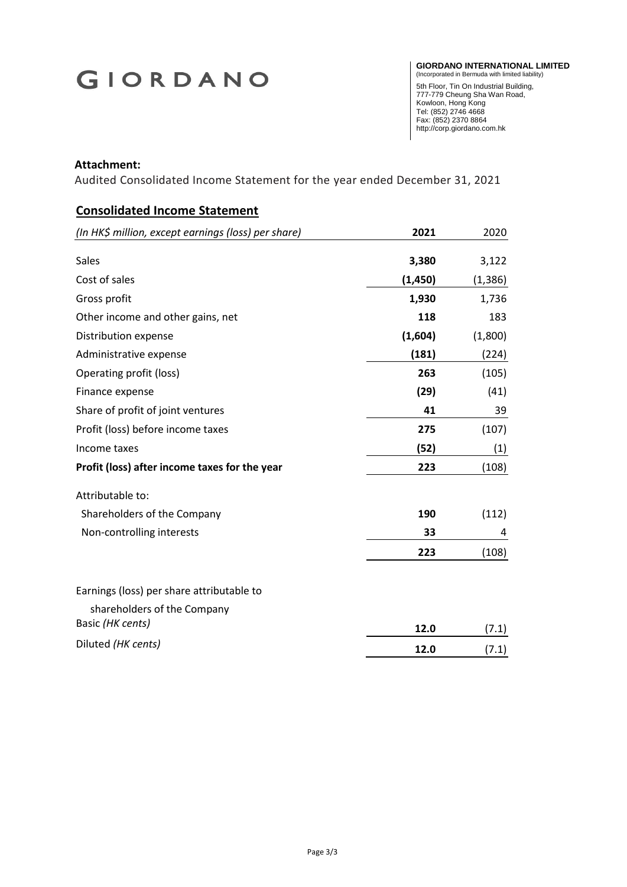GIORDANO

**GIORDANO INTERNATIONAL LIMITED**
(Incorporated in Bermuda with limited liability)
5th Floor, Tin On Industrial Building,
777-779 Cheung Sha Wan Road,
Kowloon, Hong Kong
Tel: (852) 2746 4668
Fax: (852) 2370 8864
http://corp.giordano.com.hk

**Attachment:**

Audited Consolidated Income Statement for the year ended December 31, 2021

## Consolidated Income Statement

| *(In HK$ million, except earnings (loss) per share)* | **2021** | 2020 |
|---|---|---|
| Sales | **3,380** | 3,122 |
| Cost of sales | **(1,450)** | (1,386) |
| Gross profit | **1,930** | 1,736 |
| Other income and other gains, net | **118** | 183 |
| Distribution expense | **(1,604)** | (1,800) |
| Administrative expense | **(181)** | (224) |
| Operating profit (loss) | **263** | (105) |
| Finance expense | **(29)** | (41) |
| Share of profit of joint ventures | **41** | 39 |
| Profit (loss) before income taxes | **275** | (107) |
| Income taxes | **(52)** | (1) |
| **Profit (loss) after income taxes for the year** | **223** | (108) |
| Attributable to: | | |
| Shareholders of the Company | **190** | (112) |
| Non-controlling interests | **33** | 4 |
| | **223** | (108) |
| Earnings (loss) per share attributable to shareholders of the Company | | |
| Basic *(HK cents)* | **12.0** | (7.1) |
| Diluted *(HK cents)* | **12.0** | (7.1) |